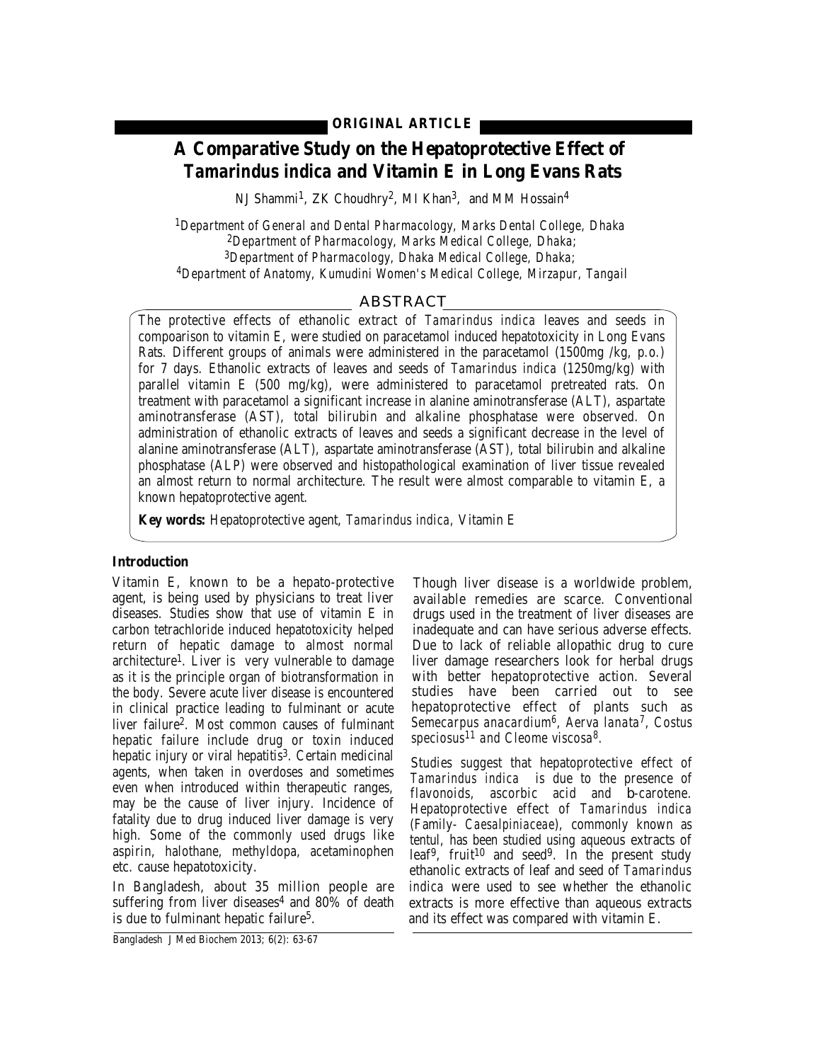**ORIGINAL ARTICLE**

# A Comparative Study on the Hepatoprotective Effect of *Tamarindus indica* and Vitamin E in Long Evans Rats

NJ Shammi[1], ZK Choudhry[2], MI Khan[3], and MM Hossain[4]

[1]*Department of General and Dental Pharmacology, Marks Dental College, Dhaka*
[2]*Department of Pharmacology, Marks Medical College, Dhaka;*
[3]*Department of Pharmacology, Dhaka Medical College, Dhaka;*
[4]*Department of Anatomy, Kumudini Women's Medical College, Mirzapur, Tangail*

## ABSTRACT

The protective effects of ethanolic extract of *Tamarindus indica* leaves and seeds in compoarison to vitamin E, were studied on paracetamol induced hepatotoxicity in Long Evans Rats. Different groups of animals were administered in the paracetamol (1500mg /kg, p.o.) for 7 days. Ethanolic extracts of leaves and seeds of *Tamarindus indica* (1250mg/kg) with parallel vitamin E (500 mg/kg), were administered to paracetamol pretreated rats. On treatment with paracetamol a significant increase in alanine aminotransferase (ALT), aspartate aminotransferase (AST), total bilirubin and alkaline phosphatase were observed. On administration of ethanolic extracts of leaves and seeds a significant decrease in the level of alanine aminotransferase (ALT), aspartate aminotransferase (AST), total bilirubin and alkaline phosphatase (ALP) were observed and histopathological examination of liver tissue revealed an almost return to normal architecture. The result were almost comparable to vitamin E, a known hepatoprotective agent.

**Key words:** Hepatoprotective agent, *Tamarindus indica*, Vitamin E

## Introduction

Vitamin E, known to be a hepato-protective agent, is being used by physicians to treat liver diseases. Studies show that use of vitamin E in carbon tetrachloride induced hepatotoxicity helped return of hepatic damage to almost normal architecture[1]. Liver is very vulnerable to damage as it is the principle organ of biotransformation in the body. Severe acute liver disease is encountered in clinical practice leading to fulminant or acute liver failure[2]. Most common causes of fulminant hepatic failure include drug or toxin induced hepatic injury or viral hepatitis[3]. Certain medicinal agents, when taken in overdoses and sometimes even when introduced within therapeutic ranges, may be the cause of liver injury. Incidence of fatality due to drug induced liver damage is very high. Some of the commonly used drugs like aspirin, halothane, methyldopa, acetaminophen etc. cause hepatotoxicity.

In Bangladesh, about 35 million people are suffering from liver diseases[4] and 80% of death is due to fulminant hepatic failure[5].

Though liver disease is a worldwide problem, available remedies are scarce. Conventional drugs used in the treatment of liver diseases are inadequate and can have serious adverse effects. Due to lack of reliable allopathic drug to cure liver damage researchers look for herbal drugs with better hepatoprotective action. Several studies have been carried out to see hepatoprotective effect of plants such as *Semecarpus anacardium*[6], *Aerva lanata*[7], *Costus speciosus*[11] *and Cleome viscosa*[8].

Studies suggest that hepatoprotective effect of *Tamarindus indica* is due to the presence of flavonoids, ascorbic acid and b-carotene. Hepatoprotective effect of *Tamarindus indica* (Family- *Caesalpiniaceae*), commonly known as tentul, has been studied using aqueous extracts of leaf[9], fruit[10] and seed[9]. In the present study ethanolic extracts of leaf and seed of *Tamarindus indica* were used to see whether the ethanolic extracts is more effective than aqueous extracts and its effect was compared with vitamin E.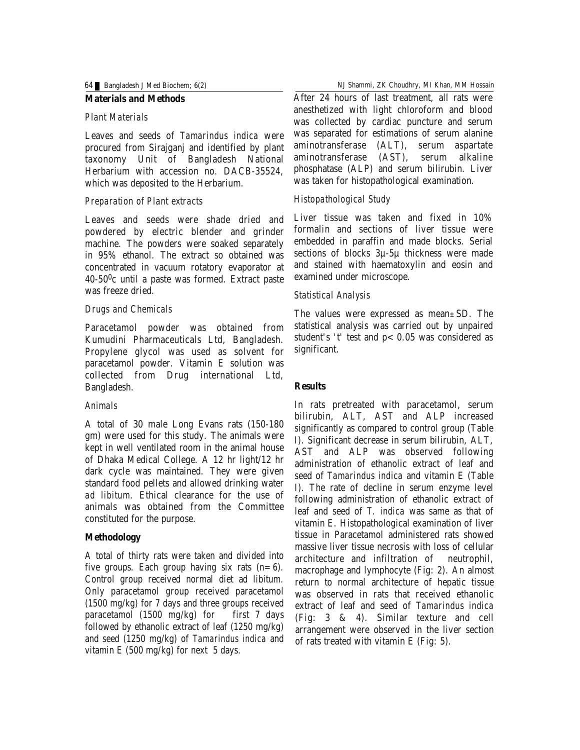## Materials and Methods

### *Plant Materials*

Leaves and seeds of *Tamarindus indica* were procured from Sirajganj and identified by plant taxonomy Unit of Bangladesh National Herbarium with accession no. DACB-35524, which was deposited to the Herbarium.

### *Preparation of Plant extracts*

Leaves and seeds were shade dried and powdered by electric blender and grinder machine. The powders were soaked separately in 95% ethanol. The extract so obtained was concentrated in vacuum rotatory evaporator at 40-50$^0$c until a paste was formed. Extract paste was freeze dried.

### *Drugs and Chemicals*

Paracetamol powder was obtained from Kumudini Pharmaceuticals Ltd, Bangladesh. Propylene glycol was used as solvent for paracetamol powder. Vitamin E solution was collected from Drug international Ltd, Bangladesh.

### *Animals*

A total of 30 male Long Evans rats (150-180 gm) were used for this study. The animals were kept in well ventilated room in the animal house of Dhaka Medical College. A 12 hr light/12 hr dark cycle was maintained. They were given standard food pellets and allowed drinking water *ad libitum*. Ethical clearance for the use of animals was obtained from the Committee constituted for the purpose.

## Methodology

A total of thirty rats were taken and divided into five groups. Each group having six rats (n=6). Control group received normal diet ad libitum. Only paracetamol group received paracetamol (1500 mg/kg) for 7 days and three groups received paracetamol (1500 mg/kg) for first 7 days followed by ethanolic extract of leaf (1250 mg/kg) and seed (1250 mg/kg) of *Tamarindus indica* and vitamin E (500 mg/kg) for next 5 days.

After 24 hours of last treatment, all rats were anesthetized with light chloroform and blood was collected by cardiac puncture and serum was separated for estimations of serum alanine aminotransferase (ALT), serum aspartate aminotransferase (AST), serum alkaline phosphatase (ALP) and serum bilirubin. Liver was taken for histopathological examination.

### *Histopathological Study*

Liver tissue was taken and fixed in 10% formalin and sections of liver tissue were embedded in paraffin and made blocks. Serial sections of blocks 3µ-5µ thickness were made and stained with haematoxylin and eosin and examined under microscope.

### *Statistical Analysis*

The values were expressed as mean±SD. The statistical analysis was carried out by unpaired student's 't' test and $p < 0.05$ was considered as significant.

## Results

In rats pretreated with paracetamol, serum bilirubin, ALT, AST and ALP increased significantly as compared to control group (Table I). Significant decrease in serum bilirubin, ALT, AST and ALP was observed following administration of ethanolic extract of leaf and seed of *Tamarindus indica* and vitamin E (Table I). The rate of decline in serum enzyme level following administration of ethanolic extract of leaf and seed of *T. indica* was same as that of vitamin E. Histopathological examination of liver tissue in Paracetamol administered rats showed massive liver tissue necrosis with loss of cellular architecture and infiltration of neutrophil, macrophage and lymphocyte (Fig: 2). An almost return to normal architecture of hepatic tissue was observed in rats that received ethanolic extract of leaf and seed of *Tamarindus indica* (Fig: 3 & 4). Similar texture and cell arrangement were observed in the liver section of rats treated with vitamin E (Fig: 5).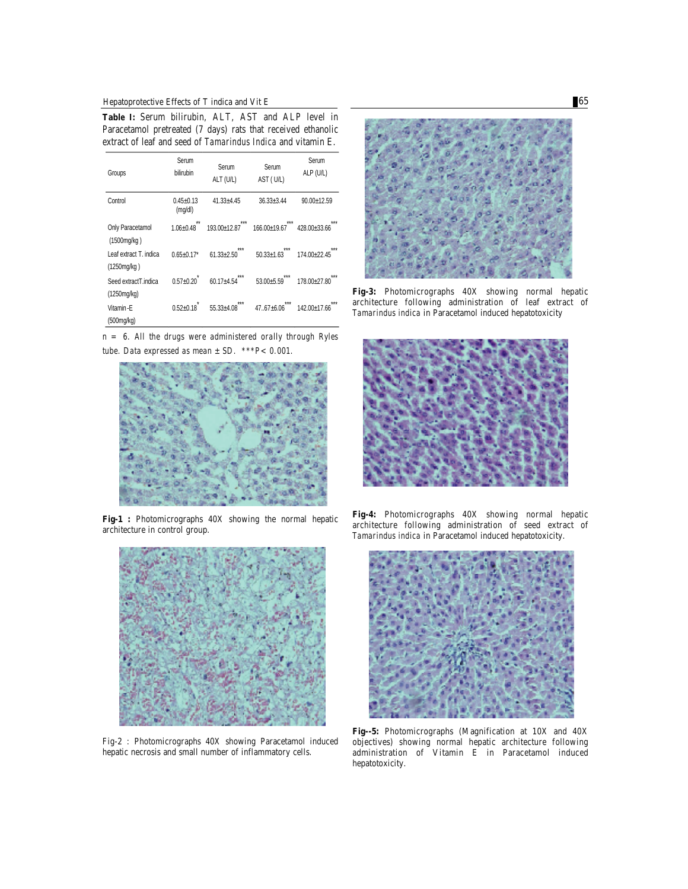**Table I:** Serum bilirubin, ALT, AST and ALP level in Paracetamol pretreated (7 days) rats that received ethanolic extract of leaf and seed of *Tamarindus Indica* and vitamin E.

| Groups | Serum bilirubin | Serum ALT (U/L) | Serum AST ( U/L) | Serum ALP (U/L) |
|---|---|---|---|---|
| Control | 0.45±0.13 (mg/dl) | 41.33±4.45 | 36.33±3.44 | 90.00±12.59 |
| Only Paracetamol (1500mg/kg ) | 1.06±0.48** | 193.00±12.87*** | 166.00±19.67*** | 428.00±33.66*** |
| Leaf extract T. indica (1250mg/kg ) | 0.65±0.17* | 61.33±2.50*** | 50.33±1.63*** | 174.00±22.45*** |
| Seed extractT.indica (1250mg/kg) | 0.57±0.20* | 60.17±4.54*** | 53.00±5.59*** | 178.00±27.80*** |
| Vitamin-E (500mg/kg) | 0.52±0.18* | 55.33±4.08*** | 47..67±6.06*** | 142.00±17.66*** |

n = 6. All the drugs were administered orally through Ryles tube. Data expressed as mean ± SD. ***P< 0.001.

**Fig-1 :** Photomicrographs 40X showing the normal hepatic architecture in control group.

Fig-2 : Photomicrographs 40X showing Paracetamol induced hepatic necrosis and small number of inflammatory cells.

**Fig-3:** Photomicrographs 40X showing normal hepatic architecture following administration of leaf extract of *Tamarindus indica* in Paracetamol induced hepatotoxicity

**Fig-4:** Photomicrographs 40X showing normal hepatic architecture following administration of seed extract of *Tamarindus indica* in Paracetamol induced hepatotoxicity.

**Fig--5:** Photomicrographs (Magnification at 10X and 40X objectives) showing normal hepatic architecture following administration of Vitamin E in Paracetamol induced hepatotoxicity.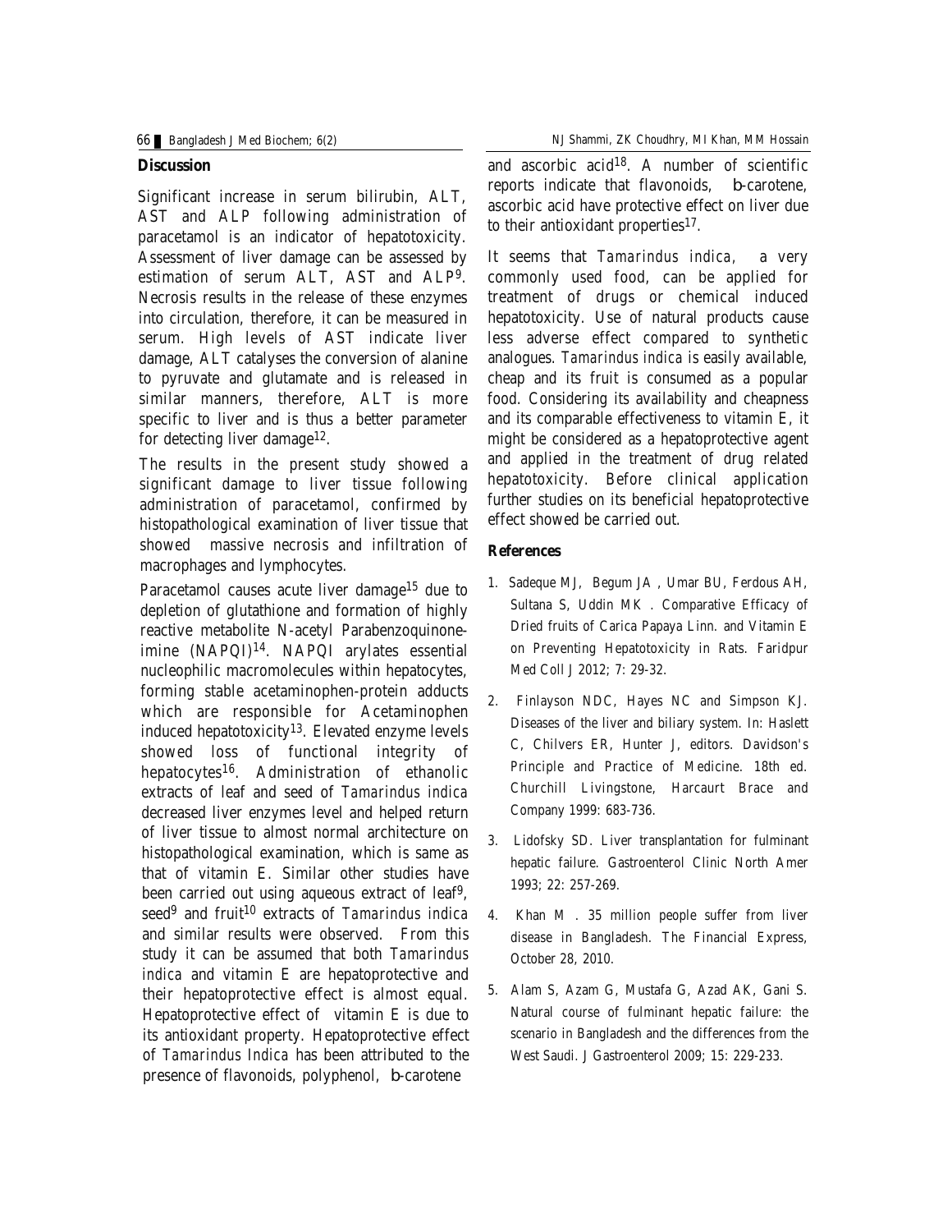## Discussion

Significant increase in serum bilirubin, ALT, AST and ALP following administration of paracetamol is an indicator of hepatotoxicity. Assessment of liver damage can be assessed by estimation of serum ALT, AST and ALP[9]. Necrosis results in the release of these enzymes into circulation, therefore, it can be measured in serum. High levels of AST indicate liver damage, ALT catalyses the conversion of alanine to pyruvate and glutamate and is released in similar manners, therefore, ALT is more specific to liver and is thus a better parameter for detecting liver damage[12].

The results in the present study showed a significant damage to liver tissue following administration of paracetamol, confirmed by histopathological examination of liver tissue that showed massive necrosis and infiltration of macrophages and lymphocytes.

Paracetamol causes acute liver damage[15] due to depletion of glutathione and formation of highly reactive metabolite N-acetyl Parabenzoquinone-imine (NAPQI)[14]. NAPQI arylates essential nucleophilic macromolecules within hepatocytes, forming stable acetaminophen-protein adducts which are responsible for Acetaminophen induced hepatotoxicity[13]. Elevated enzyme levels showed loss of functional integrity of hepatocytes[16]. Administration of ethanolic extracts of leaf and seed of *Tamarindus indica* decreased liver enzymes level and helped return of liver tissue to almost normal architecture on histopathological examination, which is same as that of vitamin E. Similar other studies have been carried out using aqueous extract of leaf[9], seed[9] and fruit[10] extracts of *Tamarindus indica* and similar results were observed. From this study it can be assumed that both *Tamarindus indica* and vitamin E are hepatoprotective and their hepatoprotective effect is almost equal. Hepatoprotective effect of vitamin E is due to its antioxidant property. Hepatoprotective effect of *Tamarindus Indica* has been attributed to the presence of flavonoids, polyphenol, b-carotene and ascorbic acid[18]. A number of scientific reports indicate that flavonoids, b-carotene, ascorbic acid have protective effect on liver due to their antioxidant properties[17].

It seems that *Tamarindus indica*, a very commonly used food, can be applied for treatment of drugs or chemical induced hepatotoxicity. Use of natural products cause less adverse effect compared to synthetic analogues. *Tamarindus indica* is easily available, cheap and its fruit is consumed as a popular food. Considering its availability and cheapness and its comparable effectiveness to vitamin E, it might be considered as a hepatoprotective agent and applied in the treatment of drug related hepatotoxicity. Before clinical application further studies on its beneficial hepatoprotective effect showed be carried out.

## References

1. Sadeque MJ, Begum JA , Umar BU, Ferdous AH, Sultana S, Uddin MK . Comparative Efficacy of Dried fruits of Carica Papaya Linn. and Vitamin E on Preventing Hepatotoxicity in Rats. Faridpur Med Coll J 2012; 7: 29-32.
2. Finlayson NDC, Hayes NC and Simpson KJ. Diseases of the liver and biliary system. In: Haslett C, Chilvers ER, Hunter J, editors. Davidson's Principle and Practice of Medicine. 18th ed. Churchill Livingstone, Harcaurt Brace and Company 1999: 683-736.
3. Lidofsky SD. Liver transplantation for fulminant hepatic failure. Gastroenterol Clinic North Amer 1993; 22: 257-269.
4. Khan M . 35 million people suffer from liver disease in Bangladesh. The Financial Express, October 28, 2010.
5. Alam S, Azam G, Mustafa G, Azad AK, Gani S. Natural course of fulminant hepatic failure: the scenario in Bangladesh and the differences from the West Saudi. J Gastroenterol 2009; 15: 229-233.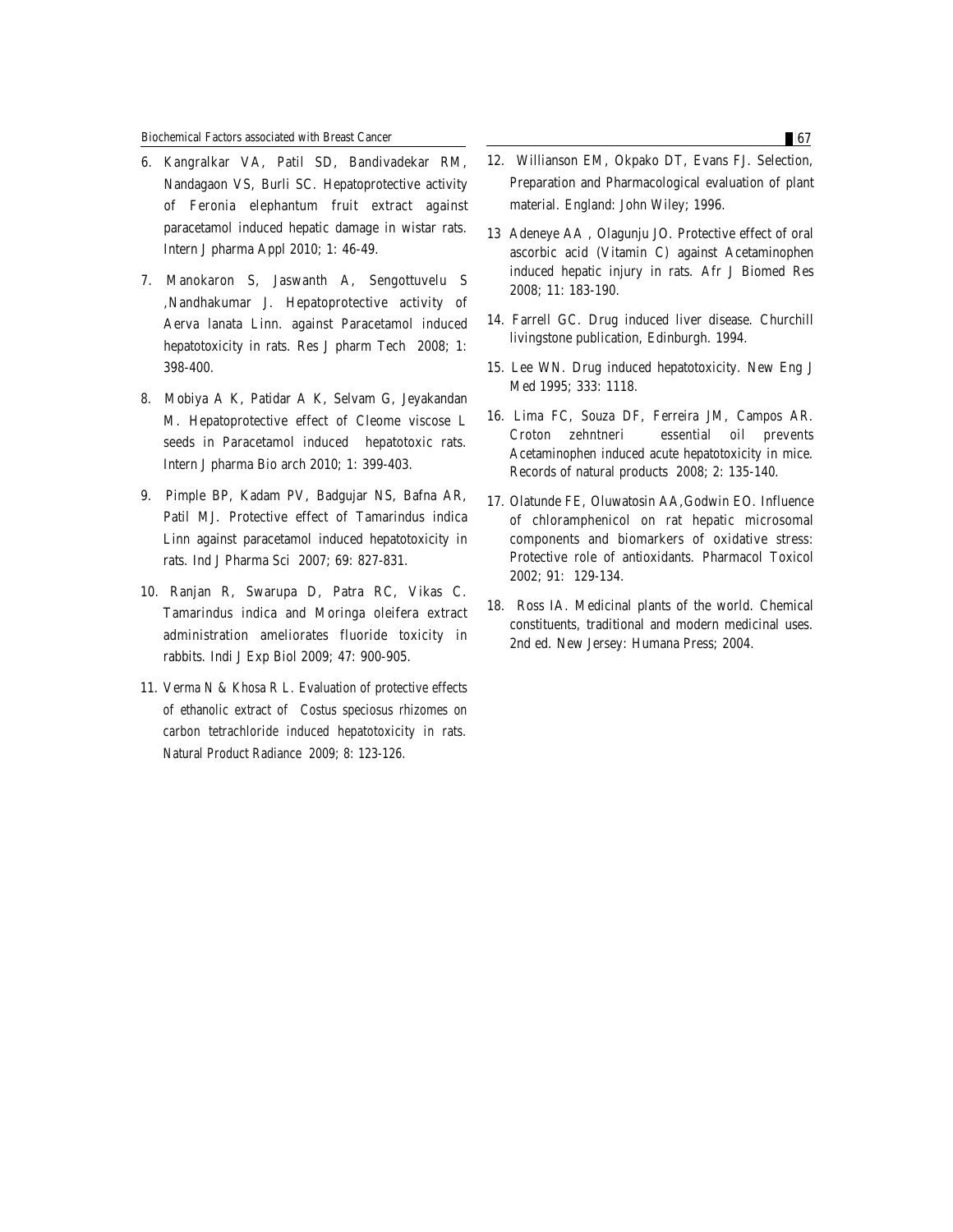6. Kangralkar VA, Patil SD, Bandivadekar RM, Nandagaon VS, Burli SC. Hepatoprotective activity of Feronia elephantum fruit extract against paracetamol induced hepatic damage in wistar rats. Intern J pharma Appl 2010; 1: 46-49.

7. Manokaron S, Jaswanth A, Sengottuvelu S ,Nandhakumar J. Hepatoprotective activity of Aerva lanata Linn. against Paracetamol induced hepatotoxicity in rats. Res J pharm Tech 2008; 1: 398-400.

8. Mobiya A K, Patidar A K, Selvam G, Jeyakandan M. Hepatoprotective effect of Cleome viscose L seeds in Paracetamol induced hepatotoxic rats. Intern J pharma Bio arch 2010; 1: 399-403.

9. Pimple BP, Kadam PV, Badgujar NS, Bafna AR, Patil MJ. Protective effect of Tamarindus indica Linn against paracetamol induced hepatotoxicity in rats. Ind J Pharma Sci 2007; 69: 827-831.

10. Ranjan R, Swarupa D, Patra RC, Vikas C. Tamarindus indica and Moringa oleifera extract administration ameliorates fluoride toxicity in rabbits. Indi J Exp Biol 2009; 47: 900-905.

11. Verma N & Khosa R L. Evaluation of protective effects of ethanolic extract of Costus speciosus rhizomes on carbon tetrachloride induced hepatotoxicity in rats. Natural Product Radiance 2009; 8: 123-126.

12. Willianson EM, Okpako DT, Evans FJ. Selection, Preparation and Pharmacological evaluation of plant material. England: John Wiley; 1996.

13 Adeneye AA , Olagunju JO. Protective effect of oral ascorbic acid (Vitamin C) against Acetaminophen induced hepatic injury in rats. Afr J Biomed Res 2008; 11: 183-190.

14. Farrell GC. Drug induced liver disease. Churchill livingstone publication, Edinburgh. 1994.

15. Lee WN. Drug induced hepatotoxicity. New Eng J Med 1995; 333: 1118.

16. Lima FC, Souza DF, Ferreira JM, Campos AR. Croton zehntneri essential oil prevents Acetaminophen induced acute hepatotoxicity in mice. Records of natural products 2008; 2: 135-140.

17. Olatunde FE, Oluwatosin AA,Godwin EO. Influence of chloramphenicol on rat hepatic microsomal components and biomarkers of oxidative stress: Protective role of antioxidants. Pharmacol Toxicol 2002; 91: 129-134.

18. Ross IA. Medicinal plants of the world. Chemical constituents, traditional and modern medicinal uses. 2nd ed. New Jersey: Humana Press; 2004.